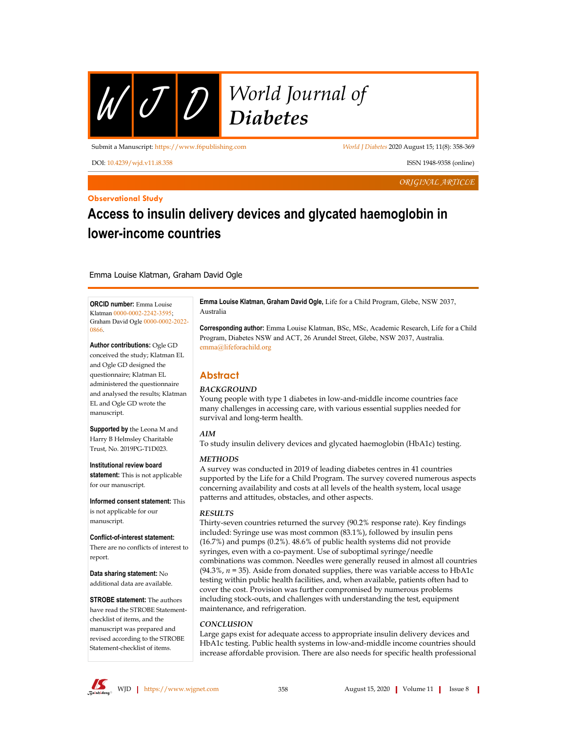ORIGINAL ARTICLE

**Observational Study**

# Access to insulin delivery devices and glycated haemoglobin in lower-income countries

Emma Louise Klatman, Graham David Ogle

**Emma Louise Klatman, Graham David Ogle,** Life for a Child Program, Glebe, NSW 2037, Australia

**Corresponding author:** Emma Louise Klatman, BSc, MSc, Academic Research, Life for a Child Program, Diabetes NSW and ACT, 26 Arundel Street, Glebe, NSW 2037, Australia. emma@lifeforachild.org

## Abstract

### BACKGROUND

Young people with type 1 diabetes in low-and-middle income countries face many challenges in accessing care, with various essential supplies needed for survival and long-term health.

### AIM

To study insulin delivery devices and glycated haemoglobin (HbA1c) testing.

### METHODS

A survey was conducted in 2019 of leading diabetes centres in 41 countries supported by the Life for a Child Program. The survey covered numerous aspects concerning availability and costs at all levels of the health system, local usage patterns and attitudes, obstacles, and other aspects.

### RESULTS

Thirty-seven countries returned the survey (90.2% response rate). Key findings included: Syringe use was most common (83.1%), followed by insulin pens (16.7%) and pumps (0.2%). 48.6% of public health systems did not provide syringes, even with a co-payment. Use of suboptimal syringe/needle combinations was common. Needles were generally reused in almost all countries (94.3%, *n* = 35). Aside from donated supplies, there was variable access to HbA1c testing within public health facilities, and, when available, patients often had to cover the cost. Provision was further compromised by numerous problems including stock-outs, and challenges with understanding the test, equipment maintenance, and refrigeration.

### CONCLUSION

Large gaps exist for adequate access to appropriate insulin delivery devices and HbA1c testing. Public health systems in low-and-middle income countries should increase affordable provision. There are also needs for specific health professional

**ORCID number:** Emma Louise Klatman 0000-0002-2242-3595; Graham David Ogle 0000-0002-2022-0866.

**Author contributions:** Ogle GD conceived the study; Klatman EL and Ogle GD designed the questionnaire; Klatman EL administered the questionnaire and analysed the results; Klatman EL and Ogle GD wrote the manuscript.

**Supported by** the Leona M and Harry B Helmsley Charitable Trust, No. 2019PG-T1D023.

**Institutional review board statement:** This is not applicable for our manuscript.

**Informed consent statement:** This is not applicable for our manuscript.

**Conflict-of-interest statement:** There are no conflicts of interest to report.

**Data sharing statement:** No additional data are available.

**STROBE statement:** The authors have read the STROBE Statement-checklist of items, and the manuscript was prepared and revised according to the STROBE Statement-checklist of items.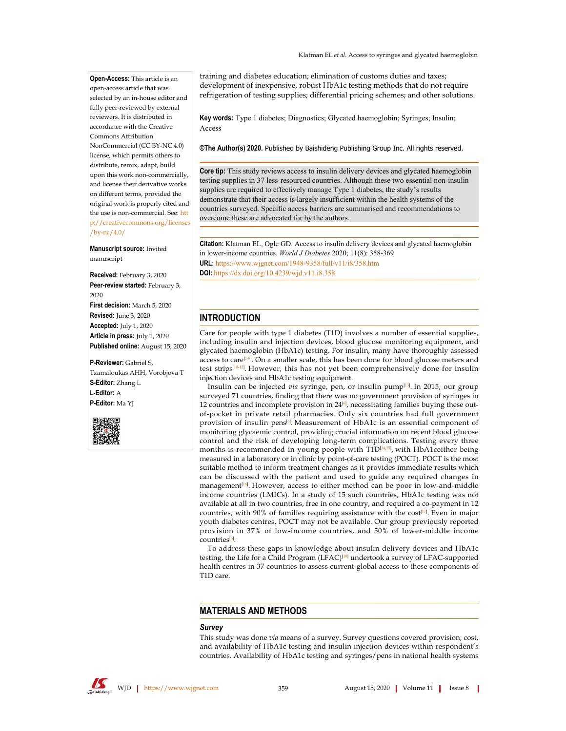**Open-Access:** This article is an open-access article that was selected by an in-house editor and fully peer-reviewed by external reviewers. It is distributed in accordance with the Creative Commons Attribution NonCommercial (CC BY-NC 4.0) license, which permits others to distribute, remix, adapt, build upon this work non-commercially, and license their derivative works on different terms, provided the original work is properly cited and the use is non-commercial. See: http://creativecommons.org/licenses/by-nc/4.0/

**Manuscript source:** Invited manuscript

**Received:** February 3, 2020
**Peer-review started:** February 3, 2020
**First decision:** March 5, 2020
**Revised:** June 3, 2020
**Accepted:** July 1, 2020
**Article in press:** July 1, 2020
**Published online:** August 15, 2020

**P-Reviewer:** Gabriel S, Tzamaloukas AHH, Vorobjova T
**S-Editor:** Zhang L
**L-Editor:** A
**P-Editor:** Ma YJ

training and diabetes education; elimination of customs duties and taxes; development of inexpensive, robust HbA1c testing methods that do not require refrigeration of testing supplies; differential pricing schemes; and other solutions.

**Key words:** Type 1 diabetes; Diagnostics; Glycated haemoglobin; Syringes; Insulin; Access

**©The Author(s) 2020.** Published by Baishideng Publishing Group Inc. All rights reserved.

**Core tip:** This study reviews access to insulin delivery devices and glycated haemoglobin testing supplies in 37 less-resourced countries. Although these two essential non-insulin supplies are required to effectively manage Type 1 diabetes, the study's results demonstrate that their access is largely insufficient within the health systems of the countries surveyed. Specific access barriers are summarised and recommendations to overcome these are advocated for by the authors.

**Citation:** Klatman EL, Ogle GD. Access to insulin delivery devices and glycated haemoglobin in lower-income countries. *World J Diabetes* 2020; 11(8): 358-369
**URL:** https://www.wjgnet.com/1948-9358/full/v11/i8/358.htm
**DOI:** https://dx.doi.org/10.4239/wjd.v11.i8.358

## INTRODUCTION

Care for people with type 1 diabetes (T1D) involves a number of essential supplies, including insulin and injection devices, blood glucose monitoring equipment, and glycated haemoglobin (HbA1c) testing. For insulin, many have thoroughly assessed access to care[1-9]. On a smaller scale, this has been done for blood glucose meters and test strips[10-12]. However, this has not yet been comprehensively done for insulin injection devices and HbA1c testing equipment.

Insulin can be injected *via* syringe, pen, or insulin pump[13]. In 2015, our group surveyed 71 countries, finding that there was no government provision of syringes in 12 countries and incomplete provision in 24[6], necessitating families buying these out-of-pocket in private retail pharmacies. Only six countries had full government provision of insulin pens[6]. Measurement of HbA1c is an essential component of monitoring glycaemic control, providing crucial information on recent blood glucose control and the risk of developing long-term complications. Testing every three months is recommended in young people with T1D[14,15], with HbA1ceither being measured in a laboratory or in clinic by point-of-care testing (POCT). POCT is the most suitable method to inform treatment changes as it provides immediate results which can be discussed with the patient and used to guide any required changes in management[16]. However, access to either method can be poor in low-and-middle income countries (LMICs). In a study of 15 such countries, HbA1c testing was not available at all in two countries, free in one country, and required a co-payment in 12 countries, with 90% of families requiring assistance with the cost[17]. Even in major youth diabetes centres, POCT may not be available. Our group previously reported provision in 37% of low-income countries, and 50% of lower-middle income countries[6].

To address these gaps in knowledge about insulin delivery devices and HbA1c testing, the Life for a Child Program (LFAC)[18] undertook a survey of LFAC-supported health centres in 37 countries to assess current global access to these components of T1D care.

## MATERIALS AND METHODS

### Survey

This study was done *via* means of a survey. Survey questions covered provision, cost, and availability of HbA1c testing and insulin injection devices within respondent's countries. Availability of HbA1c testing and syringes/pens in national health systems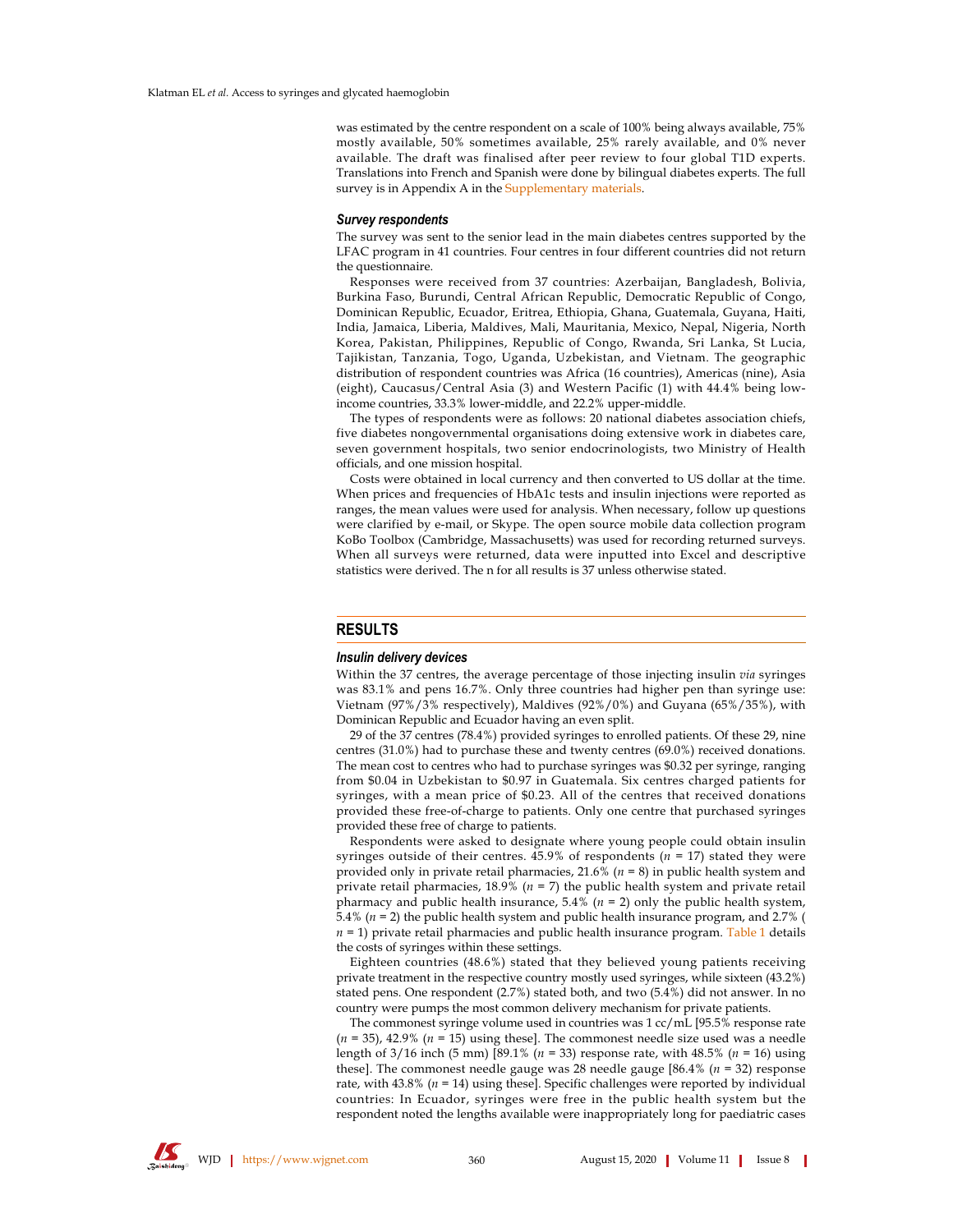was estimated by the centre respondent on a scale of 100% being always available, 75% mostly available, 50% sometimes available, 25% rarely available, and 0% never available. The draft was finalised after peer review to four global T1D experts. Translations into French and Spanish were done by bilingual diabetes experts. The full survey is in Appendix A in the Supplementary materials.

### *Survey respondents*

The survey was sent to the senior lead in the main diabetes centres supported by the LFAC program in 41 countries. Four centres in four different countries did not return the questionnaire.

Responses were received from 37 countries: Azerbaijan, Bangladesh, Bolivia, Burkina Faso, Burundi, Central African Republic, Democratic Republic of Congo, Dominican Republic, Ecuador, Eritrea, Ethiopia, Ghana, Guatemala, Guyana, Haiti, India, Jamaica, Liberia, Maldives, Mali, Mauritania, Mexico, Nepal, Nigeria, North Korea, Pakistan, Philippines, Republic of Congo, Rwanda, Sri Lanka, St Lucia, Tajikistan, Tanzania, Togo, Uganda, Uzbekistan, and Vietnam. The geographic distribution of respondent countries was Africa (16 countries), Americas (nine), Asia (eight), Caucasus/Central Asia (3) and Western Pacific (1) with 44.4% being low-income countries, 33.3% lower-middle, and 22.2% upper-middle.

The types of respondents were as follows: 20 national diabetes association chiefs, five diabetes nongovernmental organisations doing extensive work in diabetes care, seven government hospitals, two senior endocrinologists, two Ministry of Health officials, and one mission hospital.

Costs were obtained in local currency and then converted to US dollar at the time. When prices and frequencies of HbA1c tests and insulin injections were reported as ranges, the mean values were used for analysis. When necessary, follow up questions were clarified by e-mail, or Skype. The open source mobile data collection program KoBo Toolbox (Cambridge, Massachusetts) was used for recording returned surveys. When all surveys were returned, data were inputted into Excel and descriptive statistics were derived. The n for all results is 37 unless otherwise stated.

## RESULTS

### *Insulin delivery devices*

Within the 37 centres, the average percentage of those injecting insulin *via* syringes was 83.1% and pens 16.7%. Only three countries had higher pen than syringe use: Vietnam (97%/3% respectively), Maldives (92%/0%) and Guyana (65%/35%), with Dominican Republic and Ecuador having an even split.

29 of the 37 centres (78.4%) provided syringes to enrolled patients. Of these 29, nine centres (31.0%) had to purchase these and twenty centres (69.0%) received donations. The mean cost to centres who had to purchase syringes was $0.32 per syringe, ranging from $0.04 in Uzbekistan to $0.97 in Guatemala. Six centres charged patients for syringes, with a mean price of $0.23. All of the centres that received donations provided these free-of-charge to patients. Only one centre that purchased syringes provided these free of charge to patients.

Respondents were asked to designate where young people could obtain insulin syringes outside of their centres. 45.9% of respondents ($n$ = 17) stated they were provided only in private retail pharmacies, 21.6% ($n$ = 8) in public health system and private retail pharmacies, 18.9% ($n$ = 7) the public health system and private retail pharmacy and public health insurance, 5.4% ($n$ = 2) only the public health system, 5.4% ($n$ = 2) the public health system and public health insurance program, and 2.7% ($n$ = 1) private retail pharmacies and public health insurance program. Table 1 details the costs of syringes within these settings.

Eighteen countries (48.6%) stated that they believed young patients receiving private treatment in the respective country mostly used syringes, while sixteen (43.2%) stated pens. One respondent (2.7%) stated both, and two (5.4%) did not answer. In no country were pumps the most common delivery mechanism for private patients.

The commonest syringe volume used in countries was 1 cc/mL [95.5% response rate ($n$ = 35), 42.9% ($n$ = 15) using these]. The commonest needle size used was a needle length of 3/16 inch (5 mm) [89.1% ($n$ = 33) response rate, with 48.5% ($n$ = 16) using these]. The commonest needle gauge was 28 needle gauge [86.4% ($n$ = 32) response rate, with 43.8% ($n$ = 14) using these]. Specific challenges were reported by individual countries: In Ecuador, syringes were free in the public health system but the respondent noted the lengths available were inappropriately long for paediatric cases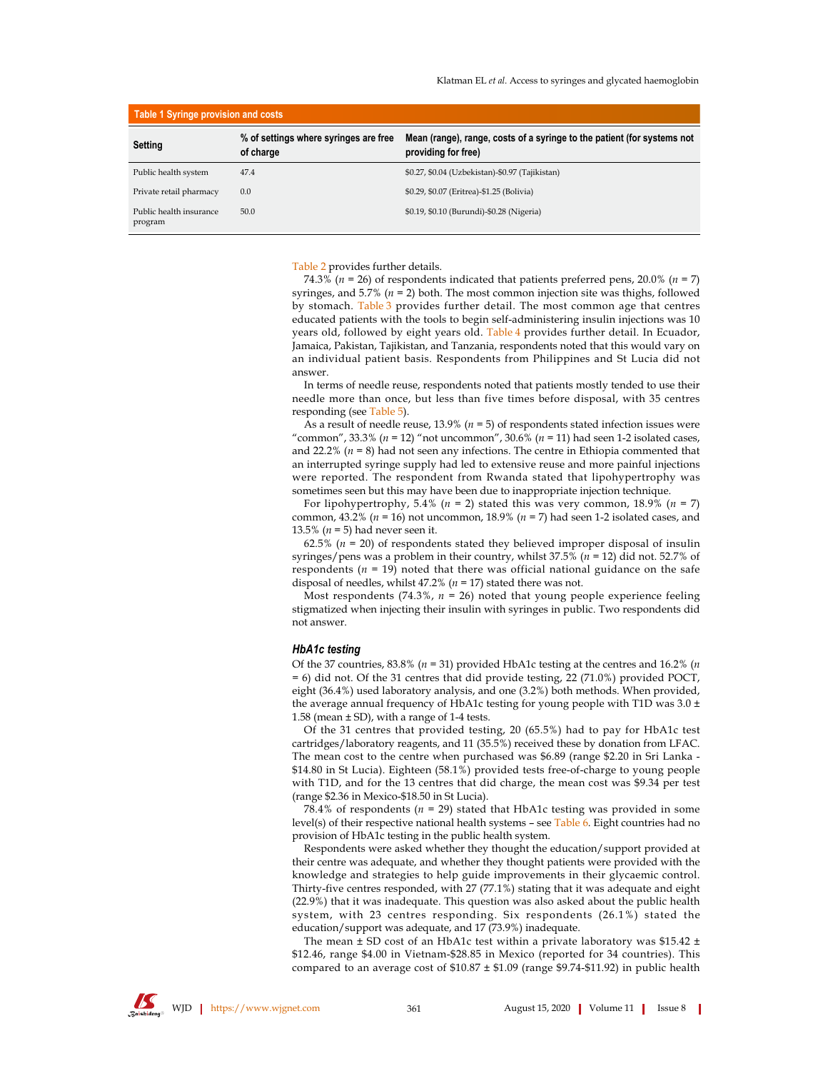**Table 1 Syringe provision and costs**

| Setting | % of settings where syringes are free of charge | Mean (range), range, costs of a syringe to the patient (for systems not providing for free) |
|---|---|---|
| Public health system | 47.4 | $0.27, $0.04 (Uzbekistan)-$0.97 (Tajikistan) |
| Private retail pharmacy | 0.0 | $0.29, $0.07 (Eritrea)-$1.25 (Bolivia) |
| Public health insurance program | 50.0 | $0.19, $0.10 (Burundi)-$0.28 (Nigeria) |

Table 2 provides further details.

74.3% ($n$ = 26) of respondents indicated that patients preferred pens, 20.0% ($n$ = 7) syringes, and 5.7% ($n$ = 2) both. The most common injection site was thighs, followed by stomach. Table 3 provides further detail. The most common age that centres educated patients with the tools to begin self-administering insulin injections was 10 years old, followed by eight years old. Table 4 provides further detail. In Ecuador, Jamaica, Pakistan, Tajikistan, and Tanzania, respondents noted that this would vary on an individual patient basis. Respondents from Philippines and St Lucia did not answer.

In terms of needle reuse, respondents noted that patients mostly tended to use their needle more than once, but less than five times before disposal, with 35 centres responding (see Table 5).

As a result of needle reuse, 13.9% ($n$ = 5) of respondents stated infection issues were "common", 33.3% ($n$ = 12) "not uncommon", 30.6% ($n$ = 11) had seen 1-2 isolated cases, and 22.2% ($n$ = 8) had not seen any infections. The centre in Ethiopia commented that an interrupted syringe supply had led to extensive reuse and more painful injections were reported. The respondent from Rwanda stated that lipohypertrophy was sometimes seen but this may have been due to inappropriate injection technique.

For lipohypertrophy, 5.4% ($n$ = 2) stated this was very common, 18.9% ($n$ = 7) common, 43.2% ($n$ = 16) not uncommon, 18.9% ($n$ = 7) had seen 1-2 isolated cases, and 13.5% ($n$ = 5) had never seen it.

62.5% ($n$ = 20) of respondents stated they believed improper disposal of insulin syringes/pens was a problem in their country, whilst 37.5% ($n$ = 12) did not. 52.7% of respondents ($n$ = 19) noted that there was official national guidance on the safe disposal of needles, whilst 47.2% ($n$ = 17) stated there was not.

Most respondents (74.3%, $n$ = 26) noted that young people experience feeling stigmatized when injecting their insulin with syringes in public. Two respondents did not answer.

### *HbA1c testing*

Of the 37 countries, 83.8% ($n$ = 31) provided HbA1c testing at the centres and 16.2% ($n$ = 6) did not. Of the 31 centres that did provide testing, 22 (71.0%) provided POCT, eight (36.4%) used laboratory analysis, and one (3.2%) both methods. When provided, the average annual frequency of HbA1c testing for young people with T1D was 3.0 ± 1.58 (mean ± SD), with a range of 1-4 tests.

Of the 31 centres that provided testing, 20 (65.5%) had to pay for HbA1c test cartridges/laboratory reagents, and 11 (35.5%) received these by donation from LFAC. The mean cost to the centre when purchased was $6.89 (range $2.20 in Sri Lanka - $14.80 in St Lucia). Eighteen (58.1%) provided tests free-of-charge to young people with T1D, and for the 13 centres that did charge, the mean cost was $9.34 per test (range $2.36 in Mexico-$18.50 in St Lucia).

78.4% of respondents ($n$ = 29) stated that HbA1c testing was provided in some level(s) of their respective national health systems – see Table 6. Eight countries had no provision of HbA1c testing in the public health system.

Respondents were asked whether they thought the education/support provided at their centre was adequate, and whether they thought patients were provided with the knowledge and strategies to help guide improvements in their glycaemic control. Thirty-five centres responded, with 27 (77.1%) stating that it was adequate and eight (22.9%) that it was inadequate. This question was also asked about the public health system, with 23 centres responding. Six respondents (26.1%) stated the education/support was adequate, and 17 (73.9%) inadequate.

The mean ± SD cost of an HbA1c test within a private laboratory was $15.42 ± $12.46, range $4.00 in Vietnam-$28.85 in Mexico (reported for 34 countries). This compared to an average cost of $10.87 ± $1.09 (range $9.74-$11.92) in public health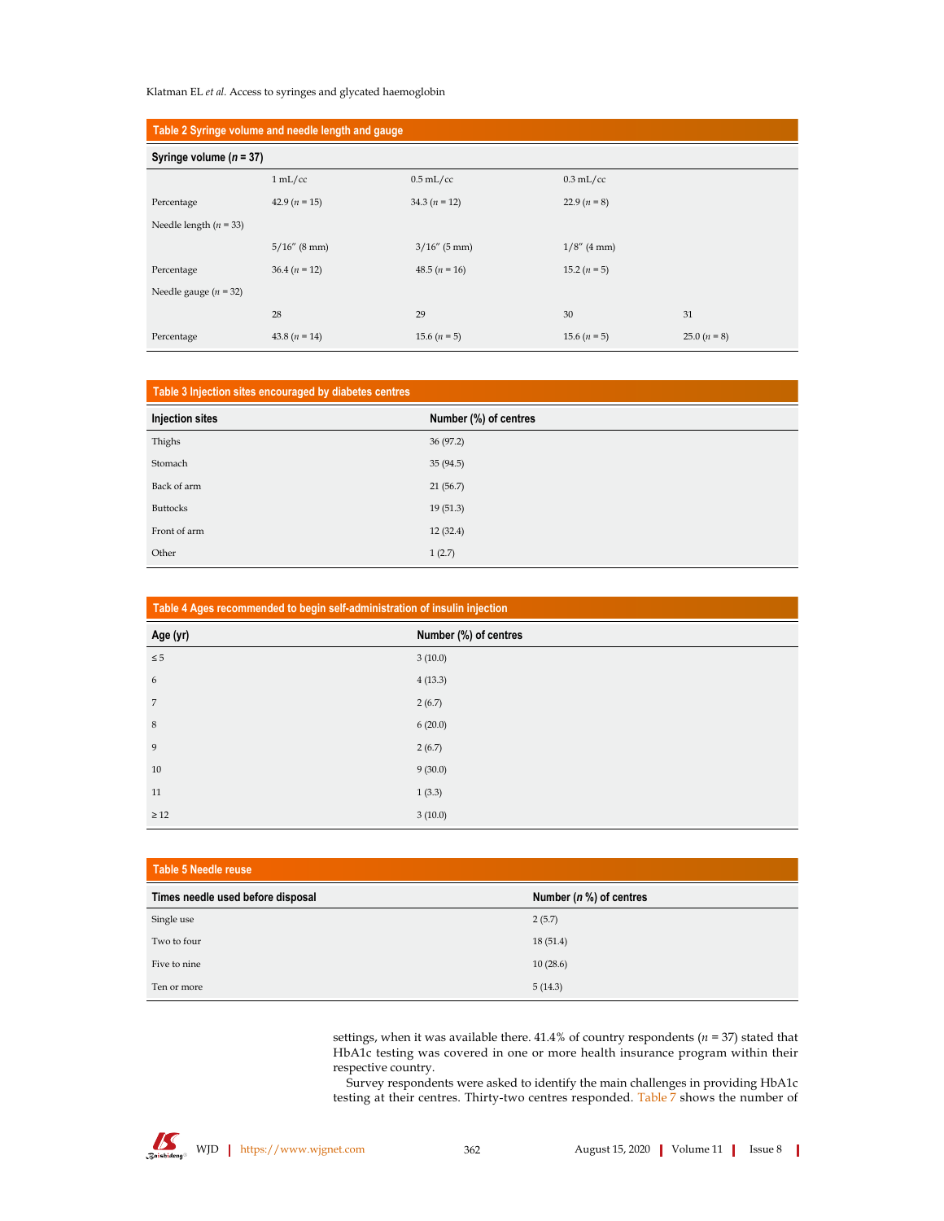**Table 2 Syringe volume and needle length and gauge**

| Syringe volume ($n$ = 37) | | | | |
|---|---|---|---|---|
| | 1 mL/cc | 0.5 mL/cc | 0.3 mL/cc | |
| Percentage | 42.9 ($n$ = 15) | 34.3 ($n$ = 12) | 22.9 ($n$ = 8) | |
| Needle length ($n$ = 33) | | | | |
| | 5/16" (8 mm) | 3/16" (5 mm) | 1/8" (4 mm) | |
| Percentage | 36.4 ($n$ = 12) | 48.5 ($n$ = 16) | 15.2 ($n$ = 5) | |
| Needle gauge ($n$ = 32) | | | | |
| | 28 | 29 | 30 | 31 |
| Percentage | 43.8 ($n$ = 14) | 15.6 ($n$ = 5) | 15.6 ($n$ = 5) | 25.0 ($n$ = 8) |

**Table 3 Injection sites encouraged by diabetes centres**

| Injection sites | Number (%) of centres |
|---|---|
| Thighs | 36 (97.2) |
| Stomach | 35 (94.5) |
| Back of arm | 21 (56.7) |
| Buttocks | 19 (51.3) |
| Front of arm | 12 (32.4) |
| Other | 1 (2.7) |

**Table 4 Ages recommended to begin self-administration of insulin injection**

| Age (yr) | Number (%) of centres |
|---|---|
| ≤ 5 | 3 (10.0) |
| 6 | 4 (13.3) |
| 7 | 2 (6.7) |
| 8 | 6 (20.0) |
| 9 | 2 (6.7) |
| 10 | 9 (30.0) |
| 11 | 1 (3.3) |
| ≥ 12 | 3 (10.0) |

**Table 5 Needle reuse**

| Times needle used before disposal | Number ($n$ %) of centres |
|---|---|
| Single use | 2 (5.7) |
| Two to four | 18 (51.4) |
| Five to nine | 10 (28.6) |
| Ten or more | 5 (14.3) |

settings, when it was available there. 41.4% of country respondents ($n$ = 37) stated that HbA1c testing was covered in one or more health insurance program within their respective country.

Survey respondents were asked to identify the main challenges in providing HbA1c testing at their centres. Thirty-two centres responded. Table 7 shows the number of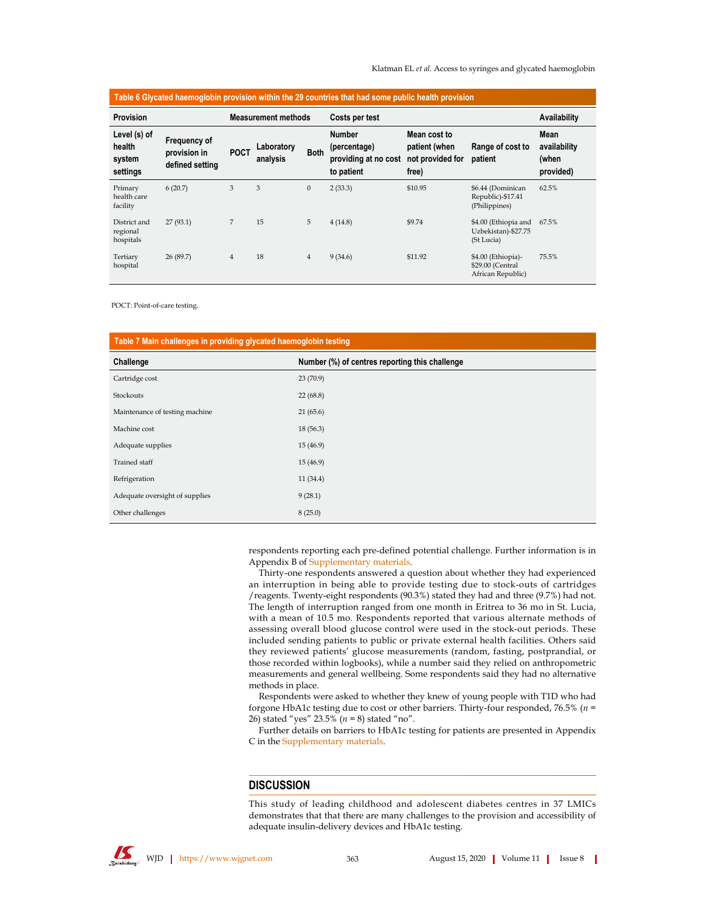**Table 6 Glycated haemoglobin provision within the 29 countries that had some public health provision**

| Provision | | Measurement methods | | | Costs per test | | | Availability |
|---|---|---|---|---|---|---|---|---|
| Level (s) of health system settings | Frequency of provision in defined setting | POCT | Laboratory analysis | Both | Number (percentage) providing at no cost to patient | Mean cost to patient (when not provided for free) | Range of cost to patient | Mean availability (when provided) |
| Primary health care facility | 6 (20.7) | 3 | 3 | 0 | 2 (33.3) | $10.95 | $6.44 (Dominican Republic)-$17.41 (Philippines) | 62.5% |
| District and regional hospitals | 27 (93.1) | 7 | 15 | 5 | 4 (14.8) | $9.74 | $4.00 (Ethiopia and Uzbekistan)-$27.75 (St Lucia) | 67.5% |
| Tertiary hospital | 26 (89.7) | 4 | 18 | 4 | 9 (34.6) | $11.92 | $4.00 (Ethiopia)-$29.00 (Central African Republic) | 75.5% |

POCT: Point-of-care testing.

**Table 7 Main challenges in providing glycated haemoglobin testing**

| Challenge | Number (%) of centres reporting this challenge |
|---|---|
| Cartridge cost | 23 (70.9) |
| Stockouts | 22 (68.8) |
| Maintenance of testing machine | 21 (65.6) |
| Machine cost | 18 (56.3) |
| Adequate supplies | 15 (46.9) |
| Trained staff | 15 (46.9) |
| Refrigeration | 11 (34.4) |
| Adequate oversight of supplies | 9 (28.1) |
| Other challenges | 8 (25.0) |

respondents reporting each pre-defined potential challenge. Further information is in Appendix B of Supplementary materials.

Thirty-one respondents answered a question about whether they had experienced an interruption in being able to provide testing due to stock-outs of cartridges /reagents. Twenty-eight respondents (90.3%) stated they had and three (9.7%) had not. The length of interruption ranged from one month in Eritrea to 36 mo in St. Lucia, with a mean of 10.5 mo. Respondents reported that various alternate methods of assessing overall blood glucose control were used in the stock-out periods. These included sending patients to public or private external health facilities. Others said they reviewed patients' glucose measurements (random, fasting, postprandial, or those recorded within logbooks), while a number said they relied on anthropometric measurements and general wellbeing. Some respondents said they had no alternative methods in place.

Respondents were asked to whether they knew of young people with T1D who had forgone HbA1c testing due to cost or other barriers. Thirty-four responded, 76.5% (*n* = 26) stated "yes" 23.5% (*n* = 8) stated "no".

Further details on barriers to HbA1c testing for patients are presented in Appendix C in the Supplementary materials.

## DISCUSSION

This study of leading childhood and adolescent diabetes centres in 37 LMICs demonstrates that that there are many challenges to the provision and accessibility of adequate insulin-delivery devices and HbA1c testing.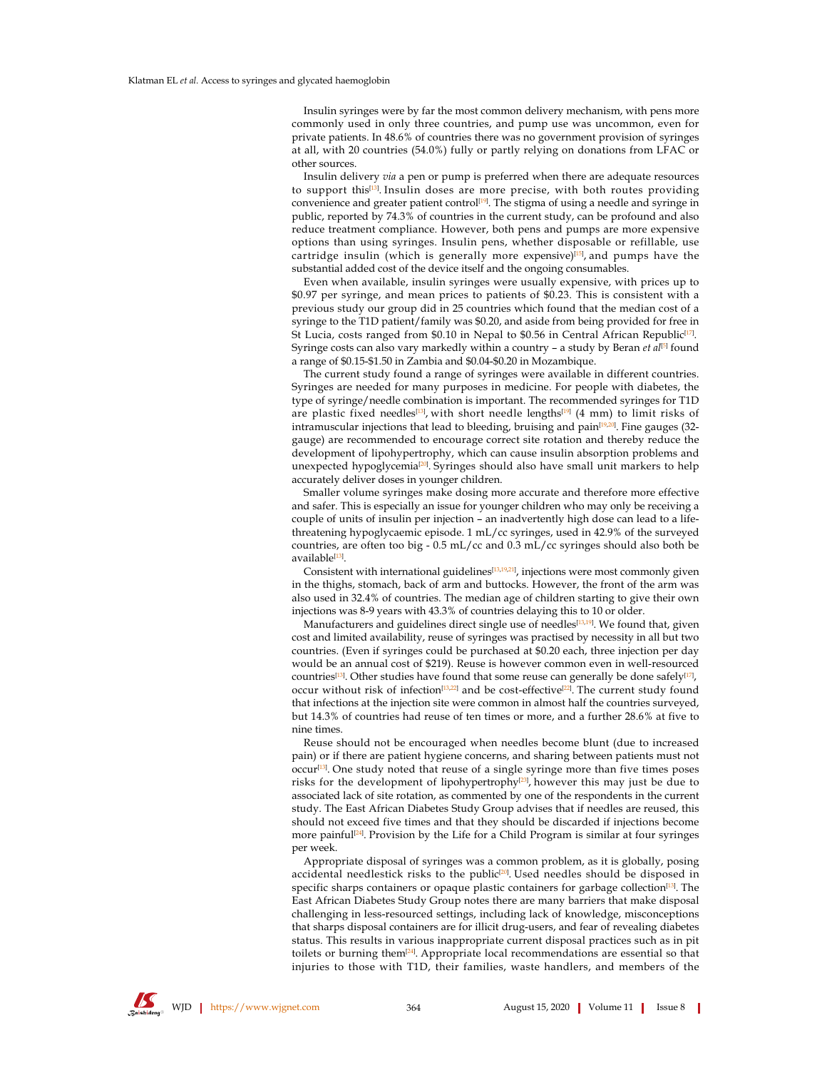Insulin syringes were by far the most common delivery mechanism, with pens more commonly used in only three countries, and pump use was uncommon, even for private patients. In 48.6% of countries there was no government provision of syringes at all, with 20 countries (54.0%) fully or partly relying on donations from LFAC or other sources.

Insulin delivery *via* a pen or pump is preferred when there are adequate resources to support this[13]. Insulin doses are more precise, with both routes providing convenience and greater patient control[19]. The stigma of using a needle and syringe in public, reported by 74.3% of countries in the current study, can be profound and also reduce treatment compliance. However, both pens and pumps are more expensive options than using syringes. Insulin pens, whether disposable or refillable, use cartridge insulin (which is generally more expensive)[15], and pumps have the substantial added cost of the device itself and the ongoing consumables.

Even when available, insulin syringes were usually expensive, with prices up to $0.97 per syringe, and mean prices to patients of $0.23. This is consistent with a previous study our group did in 25 countries which found that the median cost of a syringe to the T1D patient/family was $0.20, and aside from being provided for free in St Lucia, costs ranged from $0.10 in Nepal to $0.56 in Central African Republic[17]. Syringe costs can also vary markedly within a country – a study by Beran *et al*[5] found a range of $0.15-$1.50 in Zambia and $0.04-$0.20 in Mozambique.

The current study found a range of syringes were available in different countries. Syringes are needed for many purposes in medicine. For people with diabetes, the type of syringe/needle combination is important. The recommended syringes for T1D are plastic fixed needles[13], with short needle lengths[19] (4 mm) to limit risks of intramuscular injections that lead to bleeding, bruising and pain[19,20]. Fine gauges (32-gauge) are recommended to encourage correct site rotation and thereby reduce the development of lipohypertrophy, which can cause insulin absorption problems and unexpected hypoglycemia[20]. Syringes should also have small unit markers to help accurately deliver doses in younger children.

Smaller volume syringes make dosing more accurate and therefore more effective and safer. This is especially an issue for younger children who may only be receiving a couple of units of insulin per injection – an inadvertently high dose can lead to a life-threatening hypoglycaemic episode. 1 mL/cc syringes, used in 42.9% of the surveyed countries, are often too big - 0.5 mL/cc and 0.3 mL/cc syringes should also both be available[13].

Consistent with international guidelines[13,19,21], injections were most commonly given in the thighs, stomach, back of arm and buttocks. However, the front of the arm was also used in 32.4% of countries. The median age of children starting to give their own injections was 8-9 years with 43.3% of countries delaying this to 10 or older.

Manufacturers and guidelines direct single use of needles[13,19]. We found that, given cost and limited availability, reuse of syringes was practised by necessity in all but two countries. (Even if syringes could be purchased at $0.20 each, three injection per day would be an annual cost of $219). Reuse is however common even in well-resourced countries[13]. Other studies have found that some reuse can generally be done safely[17], occur without risk of infection[13,22] and be cost-effective[22]. The current study found that infections at the injection site were common in almost half the countries surveyed, but 14.3% of countries had reuse of ten times or more, and a further 28.6% at five to nine times.

Reuse should not be encouraged when needles become blunt (due to increased pain) or if there are patient hygiene concerns, and sharing between patients must not occur[13]. One study noted that reuse of a single syringe more than five times poses risks for the development of lipohypertrophy[23], however this may just be due to associated lack of site rotation, as commented by one of the respondents in the current study. The East African Diabetes Study Group advises that if needles are reused, this should not exceed five times and that they should be discarded if injections become more painful[24]. Provision by the Life for a Child Program is similar at four syringes per week.

Appropriate disposal of syringes was a common problem, as it is globally, posing accidental needlestick risks to the public[20]. Used needles should be disposed in specific sharps containers or opaque plastic containers for garbage collection[13]. The East African Diabetes Study Group notes there are many barriers that make disposal challenging in less-resourced settings, including lack of knowledge, misconceptions that sharps disposal containers are for illicit drug-users, and fear of revealing diabetes status. This results in various inappropriate current disposal practices such as in pit toilets or burning them[24]. Appropriate local recommendations are essential so that injuries to those with T1D, their families, waste handlers, and members of the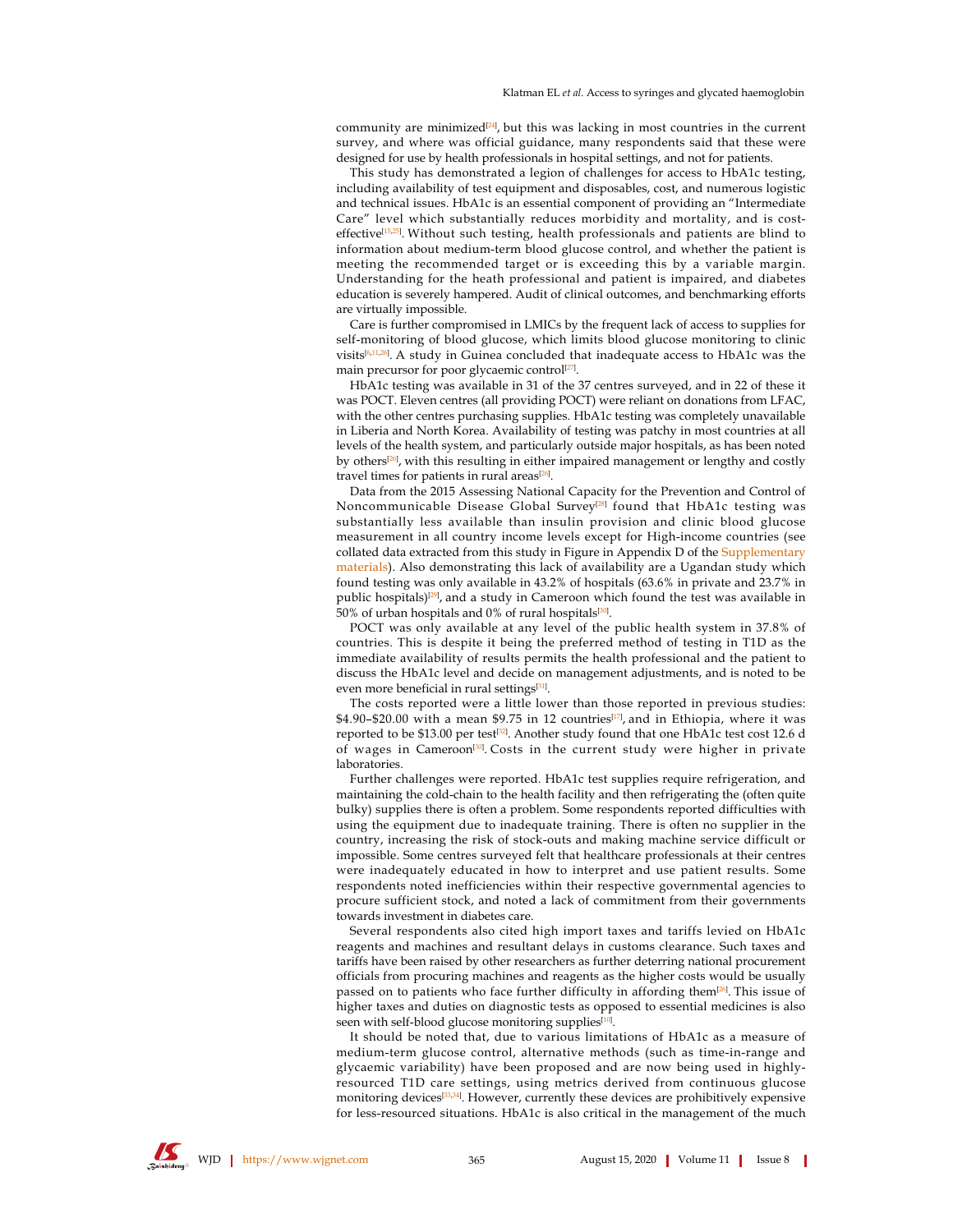community are minimized[24], but this was lacking in most countries in the current survey, and where was official guidance, many respondents said that these were designed for use by health professionals in hospital settings, and not for patients.

This study has demonstrated a legion of challenges for access to HbA1c testing, including availability of test equipment and disposables, cost, and numerous logistic and technical issues. HbA1c is an essential component of providing an "Intermediate Care" level which substantially reduces morbidity and mortality, and is cost-effective[15,25]. Without such testing, health professionals and patients are blind to information about medium-term blood glucose control, and whether the patient is meeting the recommended target or is exceeding this by a variable margin. Understanding for the heath professional and patient is impaired, and diabetes education is severely hampered. Audit of clinical outcomes, and benchmarking efforts are virtually impossible.

Care is further compromised in LMICs by the frequent lack of access to supplies for self-monitoring of blood glucose, which limits blood glucose monitoring to clinic visits[6,11,26]. A study in Guinea concluded that inadequate access to HbA1c was the main precursor for poor glycaemic control[27].

HbA1c testing was available in 31 of the 37 centres surveyed, and in 22 of these it was POCT. Eleven centres (all providing POCT) were reliant on donations from LFAC, with the other centres purchasing supplies. HbA1c testing was completely unavailable in Liberia and North Korea. Availability of testing was patchy in most countries at all levels of the health system, and particularly outside major hospitals, as has been noted by others[26], with this resulting in either impaired management or lengthy and costly travel times for patients in rural areas[26].

Data from the 2015 Assessing National Capacity for the Prevention and Control of Noncommunicable Disease Global Survey[28] found that HbA1c testing was substantially less available than insulin provision and clinic blood glucose measurement in all country income levels except for High-income countries (see collated data extracted from this study in Figure in Appendix D of the Supplementary materials). Also demonstrating this lack of availability are a Ugandan study which found testing was only available in 43.2% of hospitals (63.6% in private and 23.7% in public hospitals)[29], and a study in Cameroon which found the test was available in 50% of urban hospitals and 0% of rural hospitals[30].

POCT was only available at any level of the public health system in 37.8% of countries. This is despite it being the preferred method of testing in T1D as the immediate availability of results permits the health professional and the patient to discuss the HbA1c level and decide on management adjustments, and is noted to be even more beneficial in rural settings[31].

The costs reported were a little lower than those reported in previous studies: $4.90–$20.00 with a mean $9.75 in 12 countries[17], and in Ethiopia, where it was reported to be $13.00 per test[32]. Another study found that one HbA1c test cost 12.6 d of wages in Cameroon[30]. Costs in the current study were higher in private laboratories.

Further challenges were reported. HbA1c test supplies require refrigeration, and maintaining the cold-chain to the health facility and then refrigerating the (often quite bulky) supplies there is often a problem. Some respondents reported difficulties with using the equipment due to inadequate training. There is often no supplier in the country, increasing the risk of stock-outs and making machine service difficult or impossible. Some centres surveyed felt that healthcare professionals at their centres were inadequately educated in how to interpret and use patient results. Some respondents noted inefficiencies within their respective governmental agencies to procure sufficient stock, and noted a lack of commitment from their governments towards investment in diabetes care.

Several respondents also cited high import taxes and tariffs levied on HbA1c reagents and machines and resultant delays in customs clearance. Such taxes and tariffs have been raised by other researchers as further deterring national procurement officials from procuring machines and reagents as the higher costs would be usually passed on to patients who face further difficulty in affording them[26]. This issue of higher taxes and duties on diagnostic tests as opposed to essential medicines is also seen with self-blood glucose monitoring supplies[10].

It should be noted that, due to various limitations of HbA1c as a measure of medium-term glucose control, alternative methods (such as time-in-range and glycaemic variability) have been proposed and are now being used in highly-resourced T1D care settings, using metrics derived from continuous glucose monitoring devices[33,34]. However, currently these devices are prohibitively expensive for less-resourced situations. HbA1c is also critical in the management of the much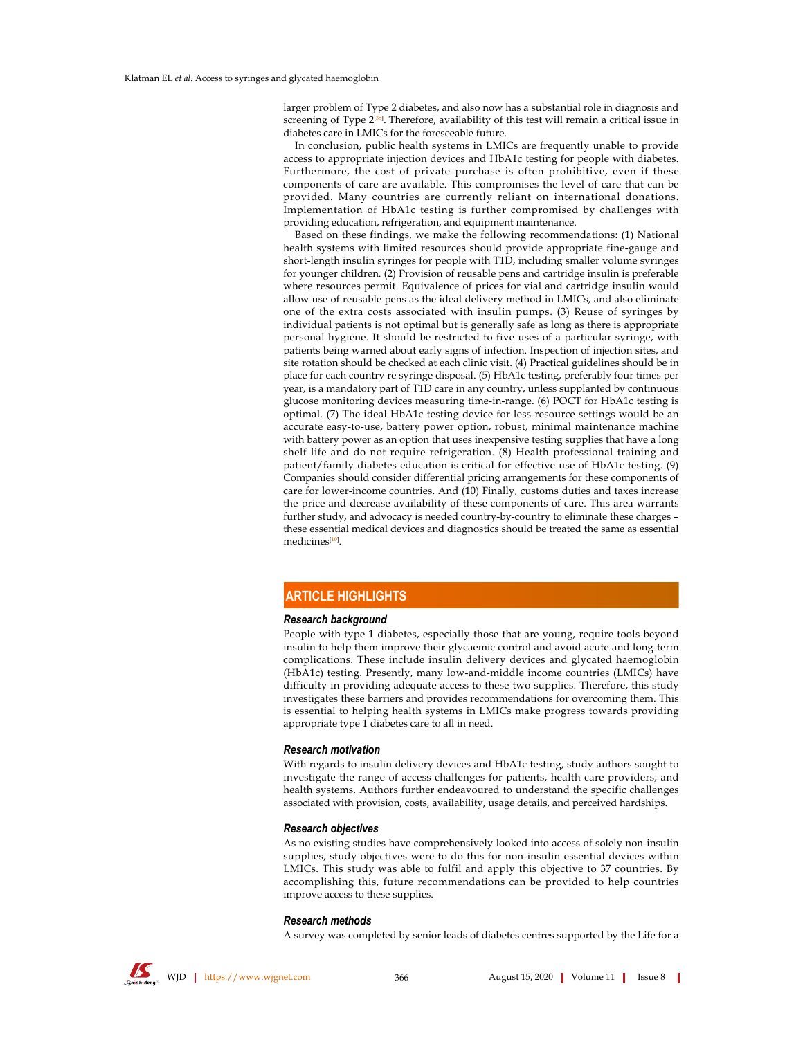larger problem of Type 2 diabetes, and also now has a substantial role in diagnosis and screening of Type 2[35]. Therefore, availability of this test will remain a critical issue in diabetes care in LMICs for the foreseeable future.

In conclusion, public health systems in LMICs are frequently unable to provide access to appropriate injection devices and HbA1c testing for people with diabetes. Furthermore, the cost of private purchase is often prohibitive, even if these components of care are available. This compromises the level of care that can be provided. Many countries are currently reliant on international donations. Implementation of HbA1c testing is further compromised by challenges with providing education, refrigeration, and equipment maintenance.

Based on these findings, we make the following recommendations: (1) National health systems with limited resources should provide appropriate fine-gauge and short-length insulin syringes for people with T1D, including smaller volume syringes for younger children. (2) Provision of reusable pens and cartridge insulin is preferable where resources permit. Equivalence of prices for vial and cartridge insulin would allow use of reusable pens as the ideal delivery method in LMICs, and also eliminate one of the extra costs associated with insulin pumps. (3) Reuse of syringes by individual patients is not optimal but is generally safe as long as there is appropriate personal hygiene. It should be restricted to five uses of a particular syringe, with patients being warned about early signs of infection. Inspection of injection sites, and site rotation should be checked at each clinic visit. (4) Practical guidelines should be in place for each country re syringe disposal. (5) HbA1c testing, preferably four times per year, is a mandatory part of T1D care in any country, unless supplanted by continuous glucose monitoring devices measuring time-in-range. (6) POCT for HbA1c testing is optimal. (7) The ideal HbA1c testing device for less-resource settings would be an accurate easy-to-use, battery power option, robust, minimal maintenance machine with battery power as an option that uses inexpensive testing supplies that have a long shelf life and do not require refrigeration. (8) Health professional training and patient/family diabetes education is critical for effective use of HbA1c testing. (9) Companies should consider differential pricing arrangements for these components of care for lower-income countries. And (10) Finally, customs duties and taxes increase the price and decrease availability of these components of care. This area warrants further study, and advocacy is needed country-by-country to eliminate these charges – these essential medical devices and diagnostics should be treated the same as essential medicines[10].

## ARTICLE HIGHLIGHTS

### *Research background*

People with type 1 diabetes, especially those that are young, require tools beyond insulin to help them improve their glycaemic control and avoid acute and long-term complications. These include insulin delivery devices and glycated haemoglobin (HbA1c) testing. Presently, many low-and-middle income countries (LMICs) have difficulty in providing adequate access to these two supplies. Therefore, this study investigates these barriers and provides recommendations for overcoming them. This is essential to helping health systems in LMICs make progress towards providing appropriate type 1 diabetes care to all in need.

### *Research motivation*

With regards to insulin delivery devices and HbA1c testing, study authors sought to investigate the range of access challenges for patients, health care providers, and health systems. Authors further endeavoured to understand the specific challenges associated with provision, costs, availability, usage details, and perceived hardships.

### *Research objectives*

As no existing studies have comprehensively looked into access of solely non-insulin supplies, study objectives were to do this for non-insulin essential devices within LMICs. This study was able to fulfil and apply this objective to 37 countries. By accomplishing this, future recommendations can be provided to help countries improve access to these supplies.

### *Research methods*

A survey was completed by senior leads of diabetes centres supported by the Life for a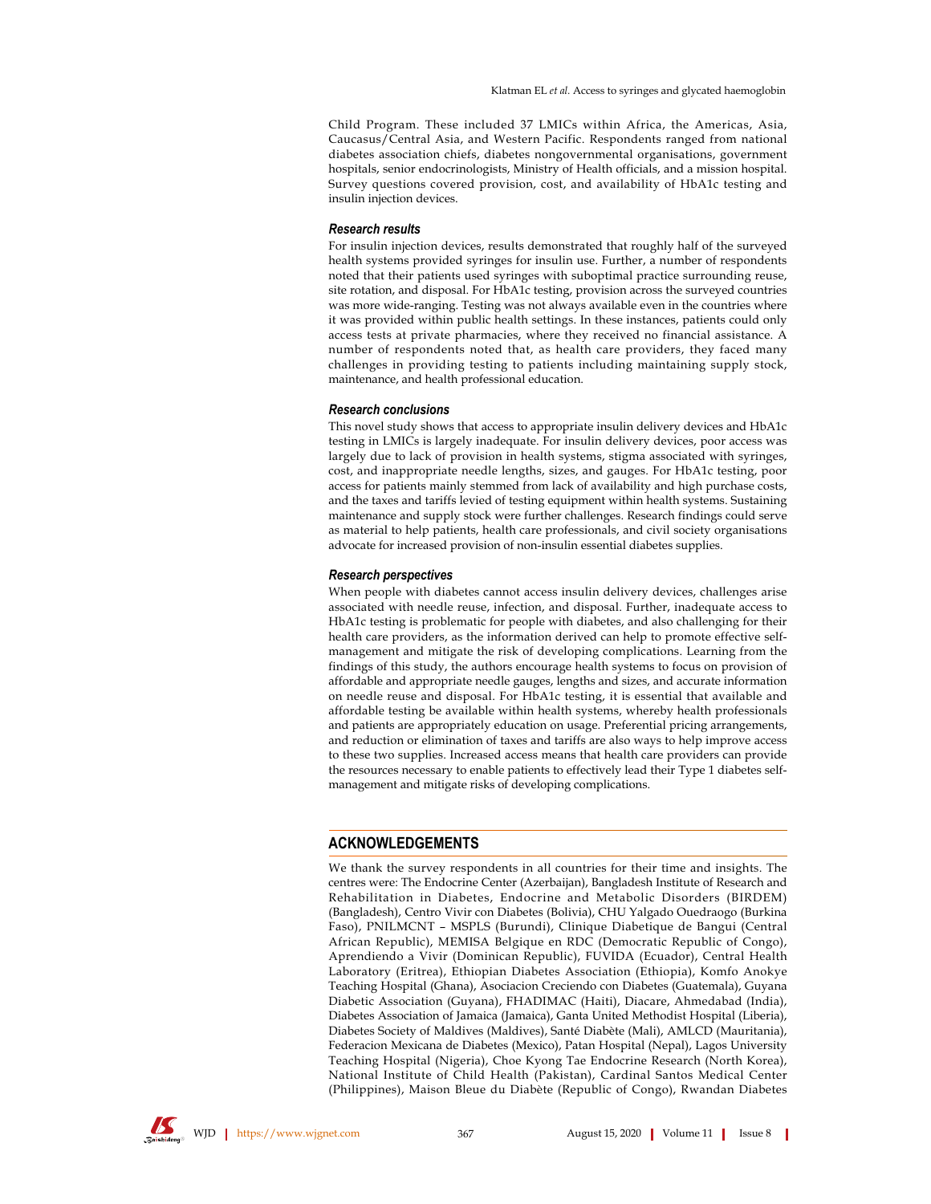Child Program. These included 37 LMICs within Africa, the Americas, Asia, Caucasus/Central Asia, and Western Pacific. Respondents ranged from national diabetes association chiefs, diabetes nongovernmental organisations, government hospitals, senior endocrinologists, Ministry of Health officials, and a mission hospital. Survey questions covered provision, cost, and availability of HbA1c testing and insulin injection devices.

### *Research results*

For insulin injection devices, results demonstrated that roughly half of the surveyed health systems provided syringes for insulin use. Further, a number of respondents noted that their patients used syringes with suboptimal practice surrounding reuse, site rotation, and disposal. For HbA1c testing, provision across the surveyed countries was more wide-ranging. Testing was not always available even in the countries where it was provided within public health settings. In these instances, patients could only access tests at private pharmacies, where they received no financial assistance. A number of respondents noted that, as health care providers, they faced many challenges in providing testing to patients including maintaining supply stock, maintenance, and health professional education.

### *Research conclusions*

This novel study shows that access to appropriate insulin delivery devices and HbA1c testing in LMICs is largely inadequate. For insulin delivery devices, poor access was largely due to lack of provision in health systems, stigma associated with syringes, cost, and inappropriate needle lengths, sizes, and gauges. For HbA1c testing, poor access for patients mainly stemmed from lack of availability and high purchase costs, and the taxes and tariffs levied of testing equipment within health systems. Sustaining maintenance and supply stock were further challenges. Research findings could serve as material to help patients, health care professionals, and civil society organisations advocate for increased provision of non-insulin essential diabetes supplies.

### *Research perspectives*

When people with diabetes cannot access insulin delivery devices, challenges arise associated with needle reuse, infection, and disposal. Further, inadequate access to HbA1c testing is problematic for people with diabetes, and also challenging for their health care providers, as the information derived can help to promote effective self-management and mitigate the risk of developing complications. Learning from the findings of this study, the authors encourage health systems to focus on provision of affordable and appropriate needle gauges, lengths and sizes, and accurate information on needle reuse and disposal. For HbA1c testing, it is essential that available and affordable testing be available within health systems, whereby health professionals and patients are appropriately education on usage. Preferential pricing arrangements, and reduction or elimination of taxes and tariffs are also ways to help improve access to these two supplies. Increased access means that health care providers can provide the resources necessary to enable patients to effectively lead their Type 1 diabetes self-management and mitigate risks of developing complications.

## ACKNOWLEDGEMENTS

We thank the survey respondents in all countries for their time and insights. The centres were: The Endocrine Center (Azerbaijan), Bangladesh Institute of Research and Rehabilitation in Diabetes, Endocrine and Metabolic Disorders (BIRDEM) (Bangladesh), Centro Vivir con Diabetes (Bolivia), CHU Yalgado Ouedraogo (Burkina Faso), PNILMCNT – MSPLS (Burundi), Clinique Diabetique de Bangui (Central African Republic), MEMISA Belgique en RDC (Democratic Republic of Congo), Aprendiendo a Vivir (Dominican Republic), FUVIDA (Ecuador), Central Health Laboratory (Eritrea), Ethiopian Diabetes Association (Ethiopia), Komfo Anokye Teaching Hospital (Ghana), Asociacion Creciendo con Diabetes (Guatemala), Guyana Diabetic Association (Guyana), FHADIMAC (Haiti), Diacare, Ahmedabad (India), Diabetes Association of Jamaica (Jamaica), Ganta United Methodist Hospital (Liberia), Diabetes Society of Maldives (Maldives), Santé Diabète (Mali), AMLCD (Mauritania), Federacion Mexicana de Diabetes (Mexico), Patan Hospital (Nepal), Lagos University Teaching Hospital (Nigeria), Choe Kyong Tae Endocrine Research (North Korea), National Institute of Child Health (Pakistan), Cardinal Santos Medical Center (Philippines), Maison Bleue du Diabète (Republic of Congo), Rwandan Diabetes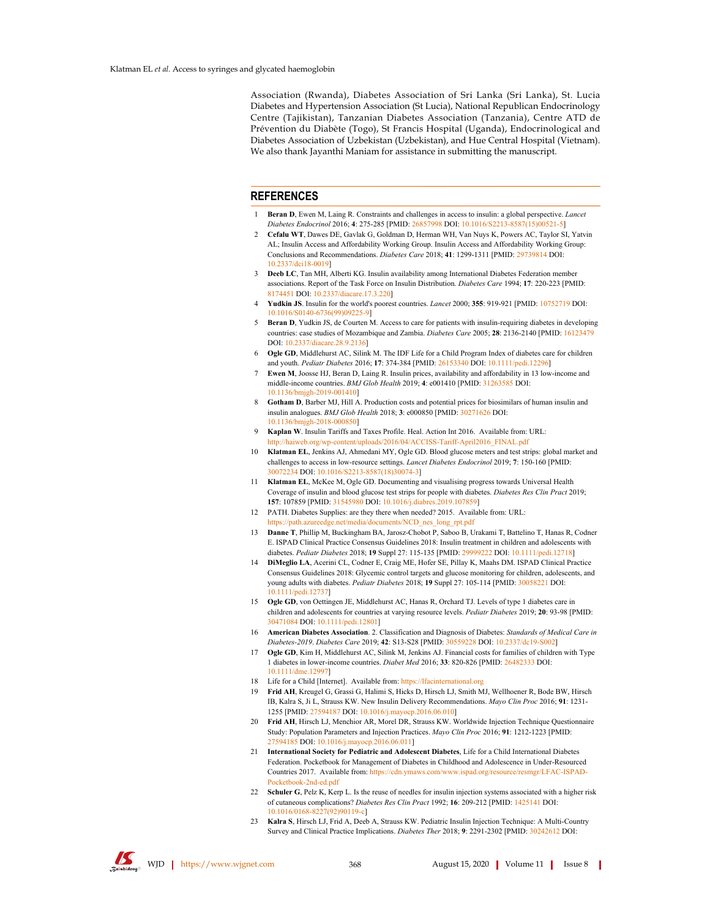Association (Rwanda), Diabetes Association of Sri Lanka (Sri Lanka), St. Lucia Diabetes and Hypertension Association (St Lucia), National Republican Endocrinology Centre (Tajikistan), Tanzanian Diabetes Association (Tanzania), Centre ATD de Prévention du Diabète (Togo), St Francis Hospital (Uganda), Endocrinological and Diabetes Association of Uzbekistan (Uzbekistan), and Hue Central Hospital (Vietnam). We also thank Jayanthi Maniam for assistance in submitting the manuscript.

## REFERENCES

1. **Beran D**, Ewen M, Laing R. Constraints and challenges in access to insulin: a global perspective. *Lancet Diabetes Endocrinol* 2016; **4**: 275-285 [PMID: 26857998 DOI: 10.1016/S2213-8587(15)00521-5]
2. **Cefalu WT**, Dawes DE, Gavlak G, Goldman D, Herman WH, Van Nuys K, Powers AC, Taylor SI, Yatvin AL; Insulin Access and Affordability Working Group. Insulin Access and Affordability Working Group: Conclusions and Recommendations. *Diabetes Care* 2018; **41**: 1299-1311 [PMID: 29739814 DOI: 10.2337/dci18-0019]
3. **Deeb LC**, Tan MH, Alberti KG. Insulin availability among International Diabetes Federation member associations. Report of the Task Force on Insulin Distribution. *Diabetes Care* 1994; **17**: 220-223 [PMID: 8174451 DOI: 10.2337/diacare.17.3.220]
4. **Yudkin JS**. Insulin for the world's poorest countries. *Lancet* 2000; **355**: 919-921 [PMID: 10752719 DOI: 10.1016/S0140-6736(99)09225-9]
5. **Beran D**, Yudkin JS, de Courten M. Access to care for patients with insulin-requiring diabetes in developing countries: case studies of Mozambique and Zambia. *Diabetes Care* 2005; **28**: 2136-2140 [PMID: 16123479 DOI: 10.2337/diacare.28.9.2136]
6. **Ogle GD**, Middlehurst AC, Silink M. The IDF Life for a Child Program Index of diabetes care for children and youth. *Pediatr Diabetes* 2016; **17**: 374-384 [PMID: 26153340 DOI: 10.1111/pedi.12296]
7. **Ewen M**, Joosse HJ, Beran D, Laing R. Insulin prices, availability and affordability in 13 low-income and middle-income countries. *BMJ Glob Health* 2019; **4**: e001410 [PMID: 31263585 DOI: 10.1136/bmjgh-2019-001410]
8. **Gotham D**, Barber MJ, Hill A. Production costs and potential prices for biosimilars of human insulin and insulin analogues. *BMJ Glob Health* 2018; **3**: e000850 [PMID: 30271626 DOI: 10.1136/bmjgh-2018-000850]
9. **Kaplan W**. Insulin Tariffs and Taxes Profile. Heal. Action Int 2016. Available from: URL: http://haiweb.org/wp-content/uploads/2016/04/ACCISS-Tariff-April2016_FINAL.pdf
10. **Klatman EL**, Jenkins AJ, Ahmedani MY, Ogle GD. Blood glucose meters and test strips: global market and challenges to access in low-resource settings. *Lancet Diabetes Endocrinol* 2019; **7**: 150-160 [PMID: 30072234 DOI: 10.1016/S2213-8587(18)30074-3]
11. **Klatman EL**, McKee M, Ogle GD. Documenting and visualising progress towards Universal Health Coverage of insulin and blood glucose test strips for people with diabetes. *Diabetes Res Clin Pract* 2019; **157**: 107859 [PMID: 31545980 DOI: 10.1016/j.diabres.2019.107859]
12. PATH. Diabetes Supplies: are they there when needed? 2015. Available from: URL: https://path.azureedge.net/media/documents/NCD_nes_long_rpt.pdf
13. **Danne T**, Phillip M, Buckingham BA, Jarosz-Chobot P, Saboo B, Urakami T, Battelino T, Hanas R, Codner E. ISPAD Clinical Practice Consensus Guidelines 2018: Insulin treatment in children and adolescents with diabetes. *Pediatr Diabetes* 2018; **19** Suppl 27: 115-135 [PMID: 29999222 DOI: 10.1111/pedi.12718]
14. **DiMeglio LA**, Acerini CL, Codner E, Craig ME, Hofer SE, Pillay K, Maahs DM. ISPAD Clinical Practice Consensus Guidelines 2018: Glycemic control targets and glucose monitoring for children, adolescents, and young adults with diabetes. *Pediatr Diabetes* 2018; **19** Suppl 27: 105-114 [PMID: 30058221 DOI: 10.1111/pedi.12737]
15. **Ogle GD**, von Oettingen JE, Middlehurst AC, Hanas R, Orchard TJ. Levels of type 1 diabetes care in children and adolescents for countries at varying resource levels. *Pediatr Diabetes* 2019; **20**: 93-98 [PMID: 30471084 DOI: 10.1111/pedi.12801]
16. **American Diabetes Association**. 2. Classification and Diagnosis of Diabetes: *Standards of Medical Care in Diabetes-2019*. *Diabetes Care* 2019; **42**: S13-S28 [PMID: 30559228 DOI: 10.2337/dc19-S002]
17. **Ogle GD**, Kim H, Middlehurst AC, Silink M, Jenkins AJ. Financial costs for families of children with Type 1 diabetes in lower-income countries. *Diabet Med* 2016; **33**: 820-826 [PMID: 26482333 DOI: 10.1111/dme.12997]
18. Life for a Child [Internet]. Available from: https://lfacinternational.org
19. **Frid AH**, Kreugel G, Grassi G, Halimi S, Hicks D, Hirsch LJ, Smith MJ, Wellhoener R, Bode BW, Hirsch IB, Kalra S, Ji L, Strauss KW. New Insulin Delivery Recommendations. *Mayo Clin Proc* 2016; **91**: 1231-1255 [PMID: 27594187 DOI: 10.1016/j.mayocp.2016.06.010]
20. **Frid AH**, Hirsch LJ, Menchior AR, Morel DR, Strauss KW. Worldwide Injection Technique Questionnaire Study: Population Parameters and Injection Practices. *Mayo Clin Proc* 2016; **91**: 1212-1223 [PMID: 27594185 DOI: 10.1016/j.mayocp.2016.06.011]
21. **International Society for Pediatric and Adolescent Diabetes**, Life for a Child International Diabetes Federation. Pocketbook for Management of Diabetes in Childhood and Adolescence in Under-Resourced Countries 2017. Available from: https://cdn.ymaws.com/www.ispad.org/resource/resmgr/LFAC-ISPAD-Pocketbook-2nd-ed.pdf
22. **Schuler G**, Pelz K, Kerp L. Is the reuse of needles for insulin injection systems associated with a higher risk of cutaneous complications? *Diabetes Res Clin Pract* 1992; **16**: 209-212 [PMID: 1425141 DOI: 10.1016/0168-8227(92)90119-c]
23. **Kalra S**, Hirsch LJ, Frid A, Deeb A, Strauss KW. Pediatric Insulin Injection Technique: A Multi-Country Survey and Clinical Practice Implications. *Diabetes Ther* 2018; **9**: 2291-2302 [PMID: 30242612 DOI: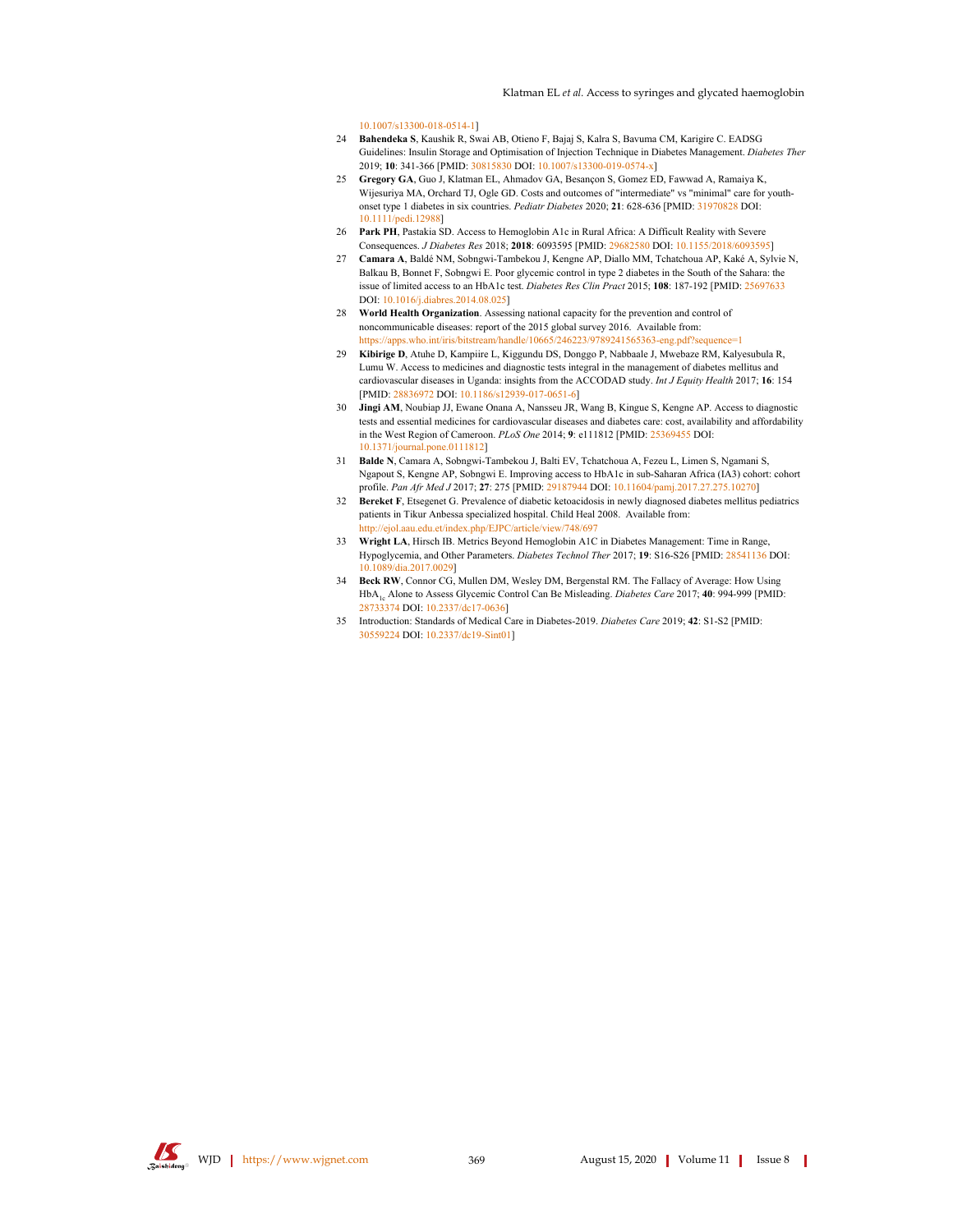10.1007/s13300-018-0514-1]

24 **Bahendeka S**, Kaushik R, Swai AB, Otieno F, Bajaj S, Kalra S, Bavuma CM, Karigire C. EADSG Guidelines: Insulin Storage and Optimisation of Injection Technique in Diabetes Management. *Diabetes Ther* 2019; **10**: 341-366 [PMID: 30815830 DOI: 10.1007/s13300-019-0574-x]

25 **Gregory GA**, Guo J, Klatman EL, Ahmadov GA, Besançon S, Gomez ED, Fawwad A, Ramaiya K, Wijesuriya MA, Orchard TJ, Ogle GD. Costs and outcomes of "intermediate" vs "minimal" care for youth-onset type 1 diabetes in six countries. *Pediatr Diabetes* 2020; **21**: 628-636 [PMID: 31970828 DOI: 10.1111/pedi.12988]

26 **Park PH**, Pastakia SD. Access to Hemoglobin A1c in Rural Africa: A Difficult Reality with Severe Consequences. *J Diabetes Res* 2018; **2018**: 6093595 [PMID: 29682580 DOI: 10.1155/2018/6093595]

27 **Camara A**, Baldé NM, Sobngwi-Tambekou J, Kengne AP, Diallo MM, Tchatchoua AP, Kaké A, Sylvie N, Balkau B, Bonnet F, Sobngwi E. Poor glycemic control in type 2 diabetes in the South of the Sahara: the issue of limited access to an HbA1c test. *Diabetes Res Clin Pract* 2015; **108**: 187-192 [PMID: 25697633 DOI: 10.1016/j.diabres.2014.08.025]

28 **World Health Organization**. Assessing national capacity for the prevention and control of noncommunicable diseases: report of the 2015 global survey 2016. Available from: https://apps.who.int/iris/bitstream/handle/10665/246223/9789241565363-eng.pdf?sequence=1

29 **Kibirige D**, Atuhe D, Kampiire L, Kiggundu DS, Donggo P, Nabbaale J, Mwebaze RM, Kalyesubula R, Lumu W. Access to medicines and diagnostic tests integral in the management of diabetes mellitus and cardiovascular diseases in Uganda: insights from the ACCODAD study. *Int J Equity Health* 2017; **16**: 154 [PMID: 28836972 DOI: 10.1186/s12939-017-0651-6]

30 **Jingi AM**, Noubiap JJ, Ewane Onana A, Nansseu JR, Wang B, Kingue S, Kengne AP. Access to diagnostic tests and essential medicines for cardiovascular diseases and diabetes care: cost, availability and affordability in the West Region of Cameroon. *PLoS One* 2014; **9**: e111812 [PMID: 25369455 DOI: 10.1371/journal.pone.0111812]

31 **Balde N**, Camara A, Sobngwi-Tambekou J, Balti EV, Tchatchoua A, Fezeu L, Limen S, Ngamani S, Ngapout S, Kengne AP, Sobngwi E. Improving access to HbA1c in sub-Saharan Africa (IA3) cohort: cohort profile. *Pan Afr Med J* 2017; **27**: 275 [PMID: 29187944 DOI: 10.11604/pamj.2017.27.275.10270]

32 **Bereket F**, Etsegenet G. Prevalence of diabetic ketoacidosis in newly diagnosed diabetes mellitus pediatrics patients in Tikur Anbessa specialized hospital. Child Heal 2008. Available from: http://ejol.aau.edu.et/index.php/EJPC/article/view/748/697

33 **Wright LA**, Hirsch IB. Metrics Beyond Hemoglobin A1C in Diabetes Management: Time in Range, Hypoglycemia, and Other Parameters. *Diabetes Technol Ther* 2017; **19**: S16-S26 [PMID: 28541136 DOI: 10.1089/dia.2017.0029]

34 **Beck RW**, Connor CG, Mullen DM, Wesley DM, Bergenstal RM. The Fallacy of Average: How Using $HbA_{1c}$ Alone to Assess Glycemic Control Can Be Misleading. *Diabetes Care* 2017; **40**: 994-999 [PMID: 28733374 DOI: 10.2337/dc17-0636]

35 Introduction: Standards of Medical Care in Diabetes-2019. *Diabetes Care* 2019; **42**: S1-S2 [PMID: 30559224 DOI: 10.2337/dc19-Sint01]